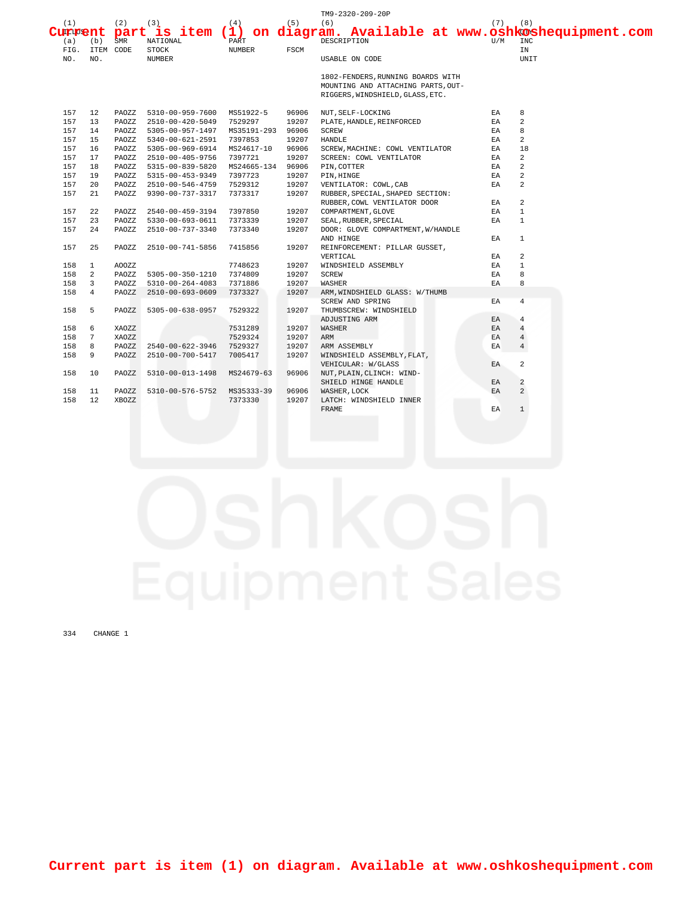TM9-2320-209-20P

Current part is item (1) on diagram. Available at www.oshkoshequipment.com

| (1) ILLUS | | (2) | (3) | (4) | (5) | (6) | (7) | (8) |
|---|---|---|---|---|---|---|---|---|
| (a) FIG. NO. | (b) ITEM NO. | SMR CODE | NATIONAL STOCK NUMBER | PART NUMBER | FSCM | DESCRIPTION USABLE ON CODE | U/M | QTY INC IN UNIT |
| | | | | | | 1802-FENDERS,RUNNING BOARDS WITH MOUNTING AND ATTACHING PARTS,OUT-RIGGERS,WINDSHIELD,GLASS,ETC. | | |
| 157 | 12 | PAOZZ | 5310-00-959-7600 | MS51922-5 | 96906 | NUT,SELF-LOCKING | EA | 8 |
| 157 | 13 | PAOZZ | 2510-00-420-5049 | 7529297 | 19207 | PLATE,HANDLE,REINFORCED | EA | 2 |
| 157 | 14 | PAOZZ | 5305-00-957-1497 | MS35191-293 | 96906 | SCREW | EA | 8 |
| 157 | 15 | PAOZZ | 5340-00-621-2591 | 7397853 | 19207 | HANDLE | EA | 2 |
| 157 | 16 | PAOZZ | 5305-00-969-6914 | MS24617-10 | 96906 | SCREW,MACHINE: COWL VENTILATOR | EA | 18 |
| 157 | 17 | PAOZZ | 2510-00-405-9756 | 7397721 | 19207 | SCREEN: COWL VENTILATOR | EA | 2 |
| 157 | 18 | PAOZZ | 5315-00-839-5820 | MS24665-134 | 96906 | PIN,COTTER | EA | 2 |
| 157 | 19 | PAOZZ | 5315-00-453-9349 | 7397723 | 19207 | PIN,HINGE | EA | 2 |
| 157 | 20 | PAOZZ | 2510-00-546-4759 | 7529312 | 19207 | VENTILATOR: COWL,CAB | EA | 2 |
| 157 | 21 | PAOZZ | 9390-00-737-3317 | 7373317 | 19207 | RUBBER,SPECIAL,SHAPED SECTION: RUBBER,COWL VENTILATOR DOOR | EA | 2 |
| 157 | 22 | PAOZZ | 2540-00-459-3194 | 7397850 | 19207 | COMPARTMENT,GLOVE | EA | 1 |
| 157 | 23 | PAOZZ | 5330-00-693-0611 | 7373339 | 19207 | SEAL,RUBBER,SPECIAL | EA | 1 |
| 157 | 24 | PAOZZ | 2510-00-737-3340 | 7373340 | 19207 | DOOR: GLOVE COMPARTMENT,W/HANDLE AND HINGE | EA | 1 |
| 157 | 25 | PAOZZ | 2510-00-741-5856 | 7415856 | 19207 | REINFORCEMENT: PILLAR GUSSET, VERTICAL | EA | 2 |
| 158 | 1 | AOOZZ | | 7748623 | 19207 | WINDSHIELD ASSEMBLY | EA | 1 |
| 158 | 2 | PAOZZ | 5305-00-350-1210 | 7374809 | 19207 | SCREW | EA | 8 |
| 158 | 3 | PAOZZ | 5310-00-264-4083 | 7371886 | 19207 | WASHER | EA | 8 |
| 158 | 4 | PAOZZ | 2510-00-693-0609 | 7373327 | 19207 | ARM,WINDSHIELD GLASS: W/THUMB SCREW AND SPRING | EA | 4 |
| 158 | 5 | PAOZZ | 5305-00-638-0957 | 7529322 | 19207 | THUMBSCREW: WINDSHIELD ADJUSTING ARM | EA | 4 |
| 158 | 6 | XAOZZ | | 7531289 | 19207 | WASHER | EA | 4 |
| 158 | 7 | XAOZZ | | 7529324 | 19207 | ARM | EA | 4 |
| 158 | 8 | PAOZZ | 2540-00-622-3946 | 7529327 | 19207 | ARM ASSEMBLY | EA | 4 |
| 158 | 9 | PAOZZ | 2510-00-700-5417 | 7005417 | 19207 | WINDSHIELD ASSEMBLY,FLAT, VEHICULAR: W/GLASS | EA | 2 |
| 158 | 10 | PAOZZ | 5310-00-013-1498 | MS24679-63 | 96906 | NUT,PLAIN,CLINCH: WIND-SHIELD HINGE HANDLE | EA | 2 |
| 158 | 11 | PAOZZ | 5310-00-576-5752 | MS35333-39 | 96906 | WASHER,LOCK | EA | 2 |
| 158 | 12 | XBOZZ | | 7373330 | 19207 | LATCH: WINDSHIELD INNER FRAME | EA | 1 |

CHANGE 1

Current part is item (1) on diagram. Available at www.oshkoshequipment.com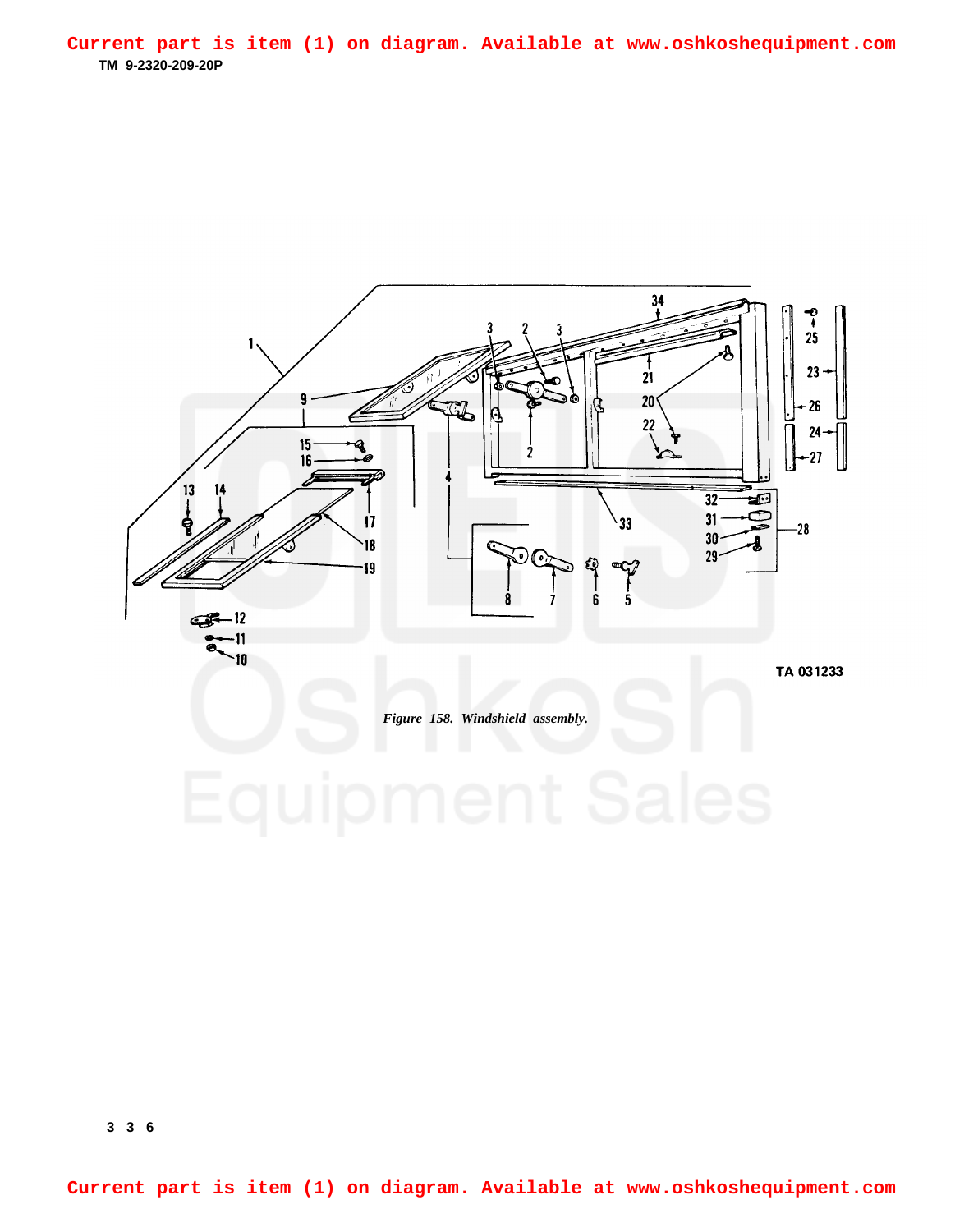Current part is item (1) on diagram. Available at www.oshkoshequipment.com

1
2
3
4
5
6
7
8
9
10
11
12
13
14
15
16
17
18
19
20
21
22
23
24
25
26
27
28
29
30
31
32
33
34

TA 031233

*Figure 158. Windshield assembly.*

Current part is item (1) on diagram. Available at www.oshkoshequipment.com